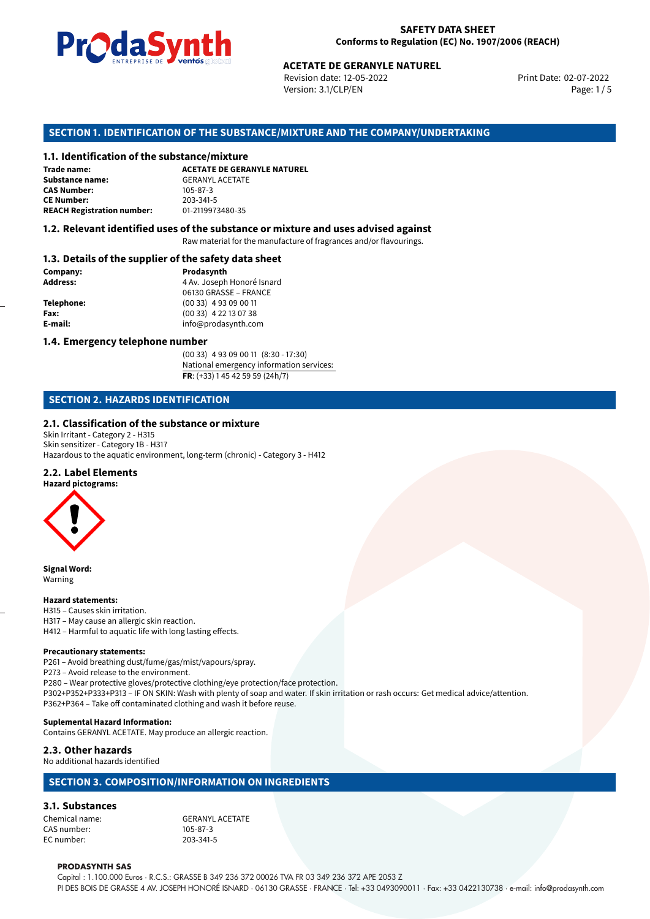**SAFETY DATA SHEET**
**Conforms to Regulation (EC) No. 1907/2006 (REACH)**

**ACETATE DE GERANYLE NATUREL**

Revision date: 12-05-2022
Version: 3.1/CLP/EN
Print Date: 02-07-2022

## SECTION 1. IDENTIFICATION OF THE SUBSTANCE/MIXTURE AND THE COMPANY/UNDERTAKING

### 1.1. Identification of the substance/mixture

**Trade name:** **ACETATE DE GERANYLE NATUREL**
**Substance name:** GERANYL ACETATE
**CAS Number:** 105-87-3
**CE Number:** 203-341-5
**REACH Registration number:** 01-2119973480-35

### 1.2. Relevant identified uses of the substance or mixture and uses advised against

Raw material for the manufacture of fragrances and/or flavourings.

### 1.3. Details of the supplier of the safety data sheet

**Company:** **Prodasynth**
**Address:** 4 Av. Joseph Honoré Isnard
06130 GRASSE – FRANCE
**Telephone:** (00 33) 4 93 09 00 11
**Fax:** (00 33) 4 22 13 07 38
**E-mail:** info@prodasynth.com

### 1.4. Emergency telephone number

(00 33) 4 93 09 00 11 (8:30 - 17:30)
National emergency information services:
**FR**: (+33) 1 45 42 59 59 (24h/7)

## SECTION 2. HAZARDS IDENTIFICATION

### 2.1. Classification of the substance or mixture

Skin Irritant - Category 2 - H315
Skin sensitizer - Category 1B - H317
Hazardous to the aquatic environment, long-term (chronic) - Category 3 - H412

### 2.2. Label Elements

**Hazard pictograms:**

**Signal Word:**
Warning

**Hazard statements:**
H315 – Causes skin irritation.
H317 – May cause an allergic skin reaction.
H412 – Harmful to aquatic life with long lasting effects.

**Precautionary statements:**
P261 – Avoid breathing dust/fume/gas/mist/vapours/spray.
P273 – Avoid release to the environment.
P280 – Wear protective gloves/protective clothing/eye protection/face protection.
P302+P352+P333+P313 – IF ON SKIN: Wash with plenty of soap and water. If skin irritation or rash occurs: Get medical advice/attention.
P362+P364 – Take off contaminated clothing and wash it before reuse.

**Suplemental Hazard Information:**
Contains GERANYL ACETATE. May produce an allergic reaction.

### 2.3. Other hazards

No additional hazards identified

## SECTION 3. COMPOSITION/INFORMATION ON INGREDIENTS

### 3.1. Substances

Chemical name: GERANYL ACETATE
CAS number: 105-87-3
EC number: 203-341-5

**PRODASYNTH SAS**
Capital : 1.100.000 Euros · R.C.S.: GRASSE B 349 236 372 00026 TVA FR 03 349 236 372 APE 2053 Z
PI DES BOIS DE GRASSE 4 AV. JOSEPH HONORÉ ISNARD · 06130 GRASSE · FRANCE · Tel: +33 0493090011 · Fax: +33 0422130738 · e-mail: info@prodasynth.com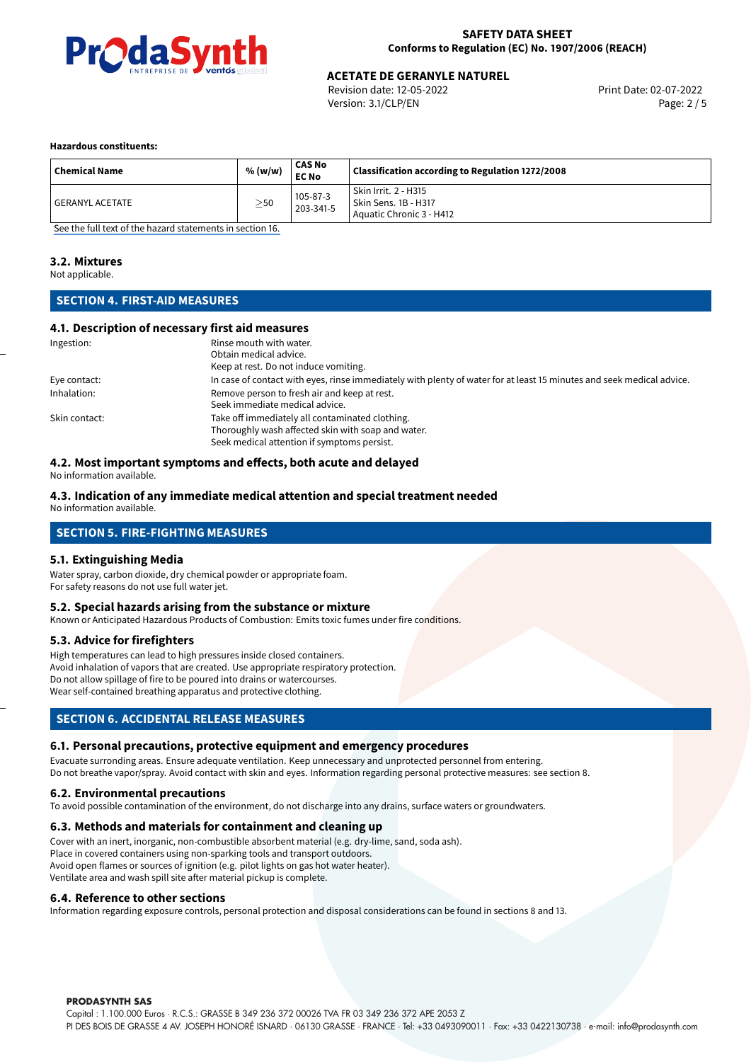**Hazardous constituents:**

| Chemical Name | % (w/w) | CAS No<br>EC No | Classification according to Regulation 1272/2008 |
|---|---|---|---|
| GERANYL ACETATE | ≥50 | 105-87-3<br>203-341-5 | Skin Irrit. 2 - H315<br>Skin Sens. 1B - H317<br>Aquatic Chronic 3 - H412 |

See the full text of the hazard statements in section 16.

### 3.2. Mixtures

Not applicable.

## SECTION 4. FIRST-AID MEASURES

### 4.1. Description of necessary first aid measures

Ingestion: Rinse mouth with water.
Obtain medical advice.
Keep at rest. Do not induce vomiting.

Eye contact: In case of contact with eyes, rinse immediately with plenty of water for at least 15 minutes and seek medical advice.

Inhalation: Remove person to fresh air and keep at rest.
Seek immediate medical advice.

Skin contact: Take off immediately all contaminated clothing.
Thoroughly wash affected skin with soap and water.
Seek medical attention if symptoms persist.

### 4.2. Most important symptoms and effects, both acute and delayed

No information available.

### 4.3. Indication of any immediate medical attention and special treatment needed

No information available.

## SECTION 5. FIRE-FIGHTING MEASURES

### 5.1. Extinguishing Media

Water spray, carbon dioxide, dry chemical powder or appropriate foam.
For safety reasons do not use full water jet.

### 5.2. Special hazards arising from the substance or mixture

Known or Anticipated Hazardous Products of Combustion: Emits toxic fumes under fire conditions.

### 5.3. Advice for firefighters

High temperatures can lead to high pressures inside closed containers.
Avoid inhalation of vapors that are created. Use appropriate respiratory protection.
Do not allow spillage of fire to be poured into drains or watercourses.
Wear self-contained breathing apparatus and protective clothing.

## SECTION 6. ACCIDENTAL RELEASE MEASURES

### 6.1. Personal precautions, protective equipment and emergency procedures

Evacuate surronding areas. Ensure adequate ventilation. Keep unnecessary and unprotected personnel from entering.
Do not breathe vapor/spray. Avoid contact with skin and eyes. Information regarding personal protective measures: see section 8.

### 6.2. Environmental precautions

To avoid possible contamination of the environment, do not discharge into any drains, surface waters or groundwaters.

### 6.3. Methods and materials for containment and cleaning up

Cover with an inert, inorganic, non-combustible absorbent material (e.g. dry-lime, sand, soda ash).
Place in covered containers using non-sparking tools and transport outdoors.
Avoid open flames or sources of ignition (e.g. pilot lights on gas hot water heater).
Ventilate area and wash spill site after material pickup is complete.

### 6.4. Reference to other sections

Information regarding exposure controls, personal protection and disposal considerations can be found in sections 8 and 13.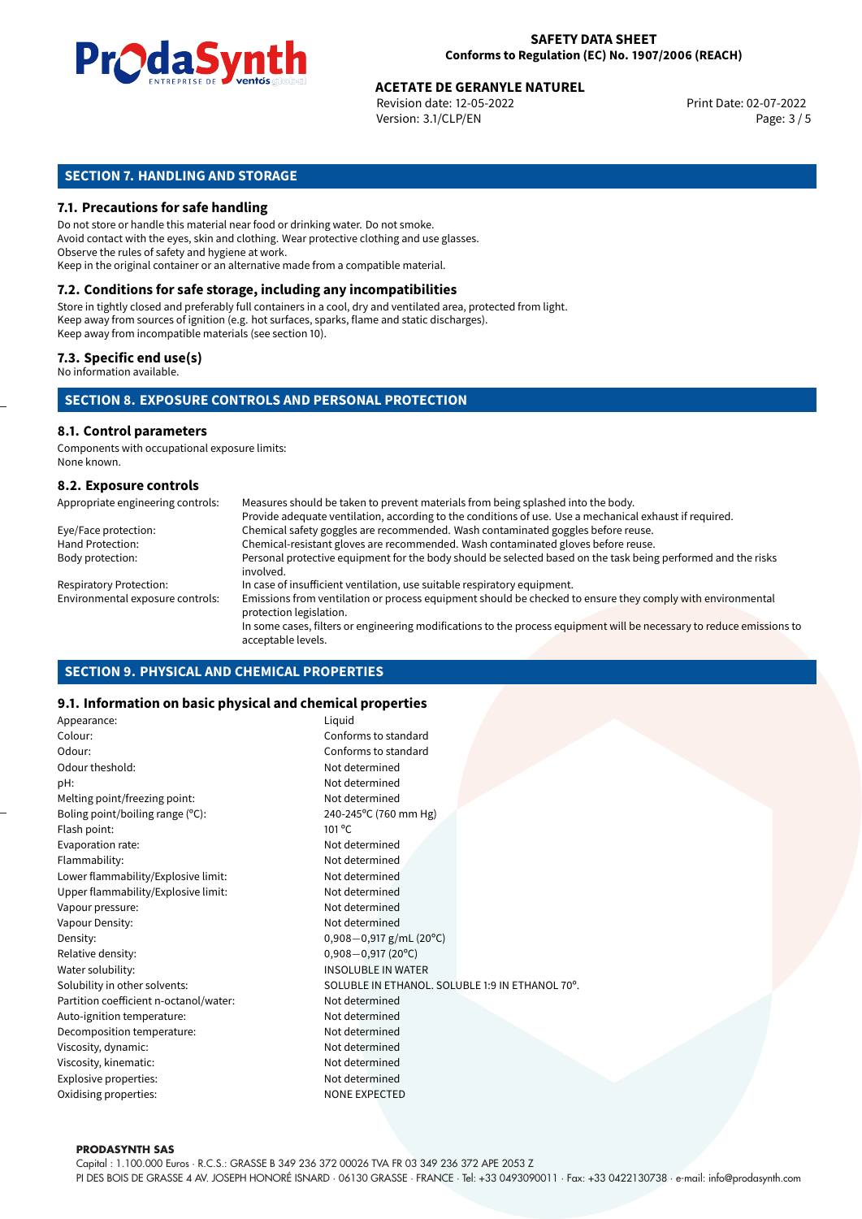## SECTION 7. HANDLING AND STORAGE

### 7.1. Precautions for safe handling

Do not store or handle this material near food or drinking water. Do not smoke.
Avoid contact with the eyes, skin and clothing. Wear protective clothing and use glasses.
Observe the rules of safety and hygiene at work.
Keep in the original container or an alternative made from a compatible material.

### 7.2. Conditions for safe storage, including any incompatibilities

Store in tightly closed and preferably full containers in a cool, dry and ventilated area, protected from light.
Keep away from sources of ignition (e.g. hot surfaces, sparks, flame and static discharges).
Keep away from incompatible materials (see section 10).

### 7.3. Specific end use(s)

No information available.

## SECTION 8. EXPOSURE CONTROLS AND PERSONAL PROTECTION

### 8.1. Control parameters

Components with occupational exposure limits:
None known.

### 8.2. Exposure controls

| | |
|---|---|
| Appropriate engineering controls: | Measures should be taken to prevent materials from being splashed into the body. Provide adequate ventilation, according to the conditions of use. Use a mechanical exhaust if required. |
| Eye/Face protection: | Chemical safety goggles are recommended. Wash contaminated goggles before reuse. |
| Hand Protection: | Chemical-resistant gloves are recommended. Wash contaminated gloves before reuse. |
| Body protection: | Personal protective equipment for the body should be selected based on the task being performed and the risks involved. |
| Respiratory Protection: | In case of insufficient ventilation, use suitable respiratory equipment. |
| Environmental exposure controls: | Emissions from ventilation or process equipment should be checked to ensure they comply with environmental protection legislation. In some cases, filters or engineering modifications to the process equipment will be necessary to reduce emissions to acceptable levels. |

## SECTION 9. PHYSICAL AND CHEMICAL PROPERTIES

### 9.1. Information on basic physical and chemical properties

| | |
|---|---|
| Appearance: | Liquid |
| Colour: | Conforms to standard |
| Odour: | Conforms to standard |
| Odour theshold: | Not determined |
| pH: | Not determined |
| Melting point/freezing point: | Not determined |
| Boling point/boiling range (°C): | 240-245°C (760 mm Hg) |
| Flash point: | 101 °C |
| Evaporation rate: | Not determined |
| Flammability: | Not determined |
| Lower flammability/Explosive limit: | Not determined |
| Upper flammability/Explosive limit: | Not determined |
| Vapour pressure: | Not determined |
| Vapour Density: | Not determined |
| Density: | 0,908—0,917 g/mL (20°C) |
| Relative density: | 0,908—0,917 (20°C) |
| Water solubility: | INSOLUBLE IN WATER |
| Solubility in other solvents: | SOLUBLE IN ETHANOL. SOLUBLE 1:9 IN ETHANOL 70°. |
| Partition coefficient n-octanol/water: | Not determined |
| Auto-ignition temperature: | Not determined |
| Decomposition temperature: | Not determined |
| Viscosity, dynamic: | Not determined |
| Viscosity, kinematic: | Not determined |
| Explosive properties: | Not determined |
| Oxidising properties: | NONE EXPECTED |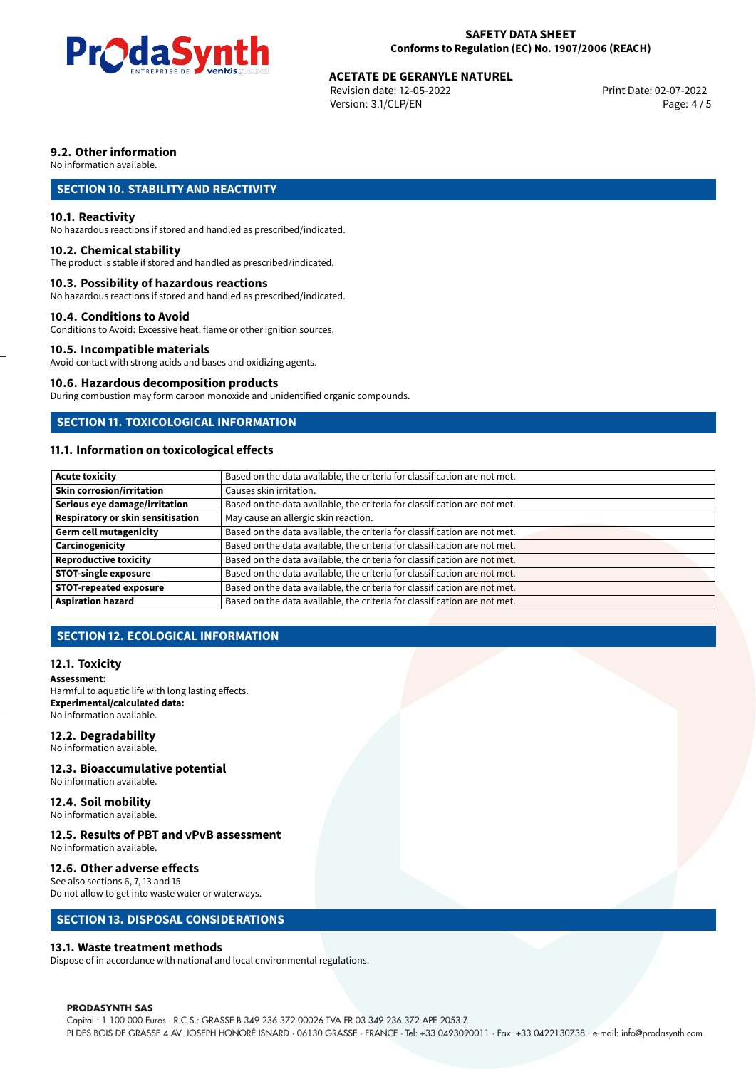### 9.2. Other information

No information available.

## SECTION 10. STABILITY AND REACTIVITY

### 10.1. Reactivity

No hazardous reactions if stored and handled as prescribed/indicated.

### 10.2. Chemical stability

The product is stable if stored and handled as prescribed/indicated.

### 10.3. Possibility of hazardous reactions

No hazardous reactions if stored and handled as prescribed/indicated.

### 10.4. Conditions to Avoid

Conditions to Avoid: Excessive heat, flame or other ignition sources.

### 10.5. Incompatible materials

Avoid contact with strong acids and bases and oxidizing agents.

### 10.6. Hazardous decomposition products

During combustion may form carbon monoxide and unidentified organic compounds.

## SECTION 11. TOXICOLOGICAL INFORMATION

### 11.1. Information on toxicological effects

| | |
|---|---|
| **Acute toxicity** | Based on the data available, the criteria for classification are not met. |
| **Skin corrosion/irritation** | Causes skin irritation. |
| **Serious eye damage/irritation** | Based on the data available, the criteria for classification are not met. |
| **Respiratory or skin sensitisation** | May cause an allergic skin reaction. |
| **Germ cell mutagenicity** | Based on the data available, the criteria for classification are not met. |
| **Carcinogenicity** | Based on the data available, the criteria for classification are not met. |
| **Reproductive toxicity** | Based on the data available, the criteria for classification are not met. |
| **STOT-single exposure** | Based on the data available, the criteria for classification are not met. |
| **STOT-repeated exposure** | Based on the data available, the criteria for classification are not met. |
| **Aspiration hazard** | Based on the data available, the criteria for classification are not met. |

## SECTION 12. ECOLOGICAL INFORMATION

### 12.1. Toxicity

**Assessment:**
Harmful to aquatic life with long lasting effects.
**Experimental/calculated data:**
No information available.

### 12.2. Degradability

No information available.

### 12.3. Bioaccumulative potential

No information available.

### 12.4. Soil mobility

No information available.

### 12.5. Results of PBT and vPvB assessment

No information available.

### 12.6. Other adverse effects

See also sections 6, 7, 13 and 15
Do not allow to get into waste water or waterways.

## SECTION 13. DISPOSAL CONSIDERATIONS

### 13.1. Waste treatment methods

Dispose of in accordance with national and local environmental regulations.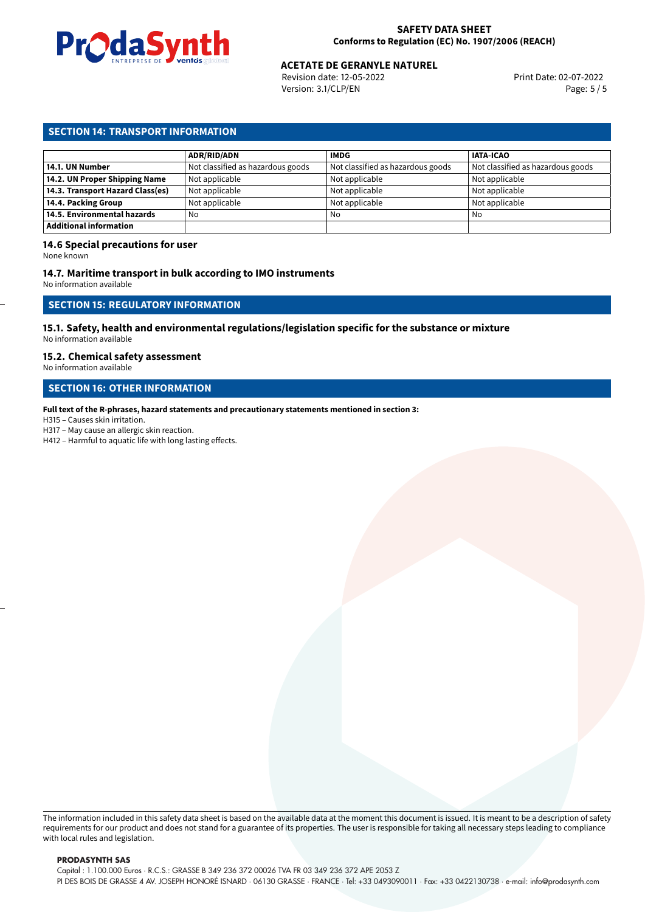## SECTION 14: TRANSPORT INFORMATION

| | ADR/RID/ADN | IMDG | IATA-ICAO |
|---|---|---|---|
| **14.1. UN Number** | Not classified as hazardous goods | Not classified as hazardous goods | Not classified as hazardous goods |
| **14.2. UN Proper Shipping Name** | Not applicable | Not applicable | Not applicable |
| **14.3. Transport Hazard Class(es)** | Not applicable | Not applicable | Not applicable |
| **14.4. Packing Group** | Not applicable | Not applicable | Not applicable |
| **14.5. Environmental hazards** | No | No | No |
| **Additional information** | | | |

### 14.6 Special precautions for user

None known

### 14.7. Maritime transport in bulk according to IMO instruments

No information available

## SECTION 15: REGULATORY INFORMATION

### 15.1. Safety, health and environmental regulations/legislation specific for the substance or mixture

No information available

### 15.2. Chemical safety assessment

No information available

## SECTION 16: OTHER INFORMATION

**Full text of the R-phrases, hazard statements and precautionary statements mentioned in section 3:**

H315 – Causes skin irritation.
H317 – May cause an allergic skin reaction.
H412 – Harmful to aquatic life with long lasting effects.

The information included in this safety data sheet is based on the available data at the moment this document is issued. It is meant to be a description of safety requirements for our product and does not stand for a guarantee of its properties. The user is responsible for taking all necessary steps leading to compliance with local rules and legislation.